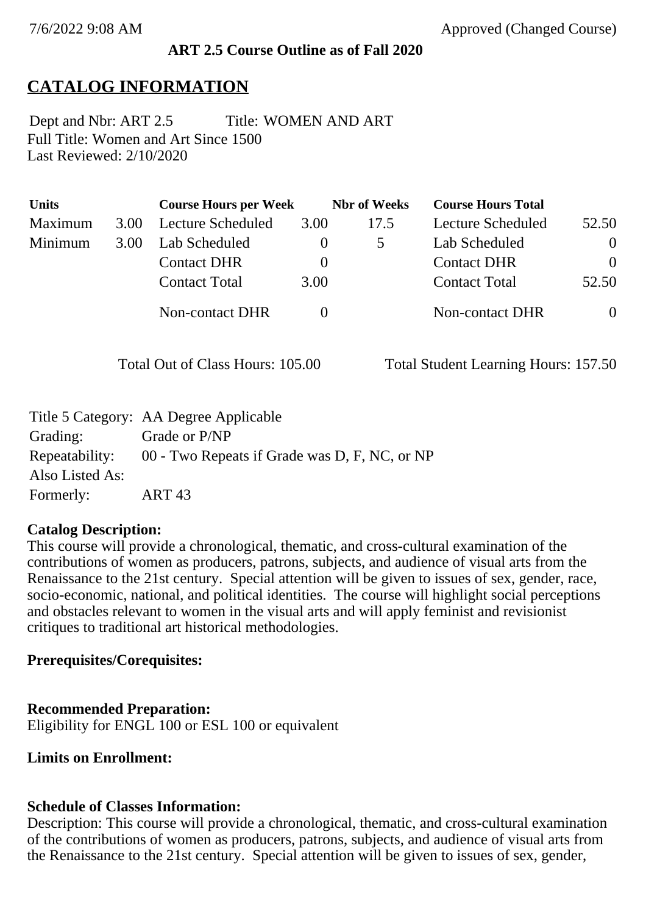7/6/2022 9:08 AM Approved (Changed Course)

**ART 2.5 Course Outline as of Fall 2020**

# CATALOG INFORMATION

Dept and Nbr: ART 2.5 Title: WOMEN AND ART
Full Title: Women and Art Since 1500
Last Reviewed: 2/10/2020

| Units | | Course Hours per Week | | Nbr of Weeks | Course Hours Total | |
|---|---|---|---|---|---|---|
| Maximum | 3.00 | Lecture Scheduled | 3.00 | 17.5 | Lecture Scheduled | 52.50 |
| Minimum | 3.00 | Lab Scheduled | 0 | 5 | Lab Scheduled | 0 |
| | | Contact DHR | 0 | | Contact DHR | 0 |
| | | Contact Total | 3.00 | | Contact Total | 52.50 |
| | | Non-contact DHR | 0 | | Non-contact DHR | 0 |

Total Out of Class Hours: 105.00 Total Student Learning Hours: 157.50

| | |
|---|---|
| Title 5 Category: | AA Degree Applicable |
| Grading: | Grade or P/NP |
| Repeatability: | 00 - Two Repeats if Grade was D, F, NC, or NP |
| Also Listed As: | |
| Formerly: | ART 43 |

**Catalog Description:**
This course will provide a chronological, thematic, and cross-cultural examination of the contributions of women as producers, patrons, subjects, and audience of visual arts from the Renaissance to the 21st century. Special attention will be given to issues of sex, gender, race, socio-economic, national, and political identities. The course will highlight social perceptions and obstacles relevant to women in the visual arts and will apply feminist and revisionist critiques to traditional art historical methodologies.

**Prerequisites/Corequisites:**

**Recommended Preparation:**
Eligibility for ENGL 100 or ESL 100 or equivalent

**Limits on Enrollment:**

**Schedule of Classes Information:**
Description: This course will provide a chronological, thematic, and cross-cultural examination of the contributions of women as producers, patrons, subjects, and audience of visual arts from the Renaissance to the 21st century. Special attention will be given to issues of sex, gender,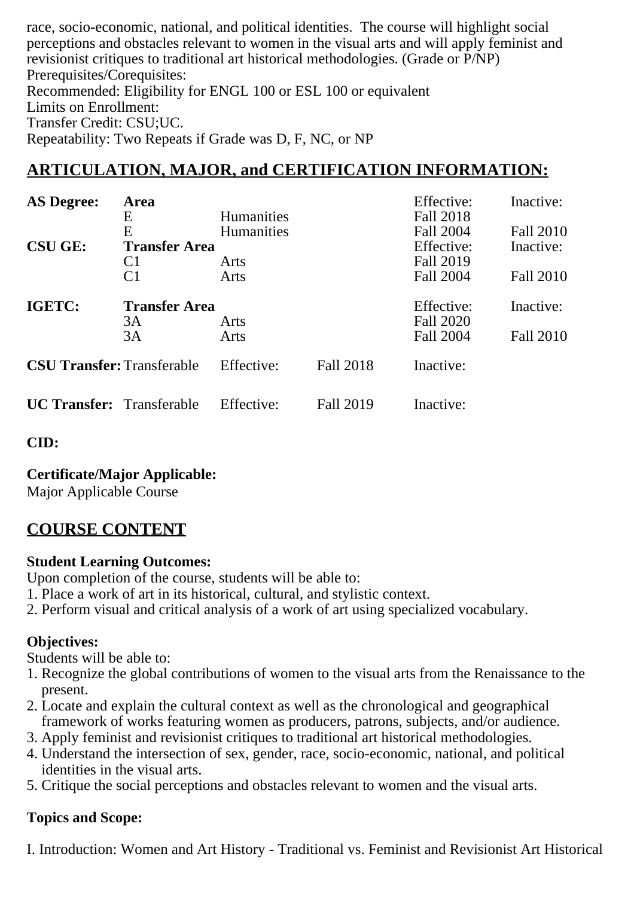race, socio-economic, national, and political identities. The course will highlight social perceptions and obstacles relevant to women in the visual arts and will apply feminist and revisionist critiques to traditional art historical methodologies. (Grade or P/NP)
Prerequisites/Corequisites:
Recommended: Eligibility for ENGL 100 or ESL 100 or equivalent
Limits on Enrollment:
Transfer Credit: CSU;UC.
Repeatability: Two Repeats if Grade was D, F, NC, or NP

## ARTICULATION, MAJOR, and CERTIFICATION INFORMATION:

| | | | | |
|---|---|---|---|---|
| **AS Degree:** | **Area** | | Effective: | Inactive: |
| | E | Humanities | Fall 2018 | |
| | E | Humanities | Fall 2004 | Fall 2010 |
| **CSU GE:** | **Transfer Area** | | Effective: | Inactive: |
| | C1 | Arts | Fall 2019 | |
| | C1 | Arts | Fall 2004 | Fall 2010 |
| **IGETC:** | **Transfer Area** | | Effective: | Inactive: |
| | 3A | Arts | Fall 2020 | |
| | 3A | Arts | Fall 2004 | Fall 2010 |

| | | | | |
|---|---|---|---|---|
| **CSU Transfer:** | Transferable | Effective: | Fall 2018 | Inactive: |
| **UC Transfer:** | Transferable | Effective: | Fall 2019 | Inactive: |

**CID:**

**Certificate/Major Applicable:**
Major Applicable Course

## COURSE CONTENT

**Student Learning Outcomes:**
Upon completion of the course, students will be able to:
1. Place a work of art in its historical, cultural, and stylistic context.
2. Perform visual and critical analysis of a work of art using specialized vocabulary.

**Objectives:**
Students will be able to:
1. Recognize the global contributions of women to the visual arts from the Renaissance to the present.
2. Locate and explain the cultural context as well as the chronological and geographical framework of works featuring women as producers, patrons, subjects, and/or audience.
3. Apply feminist and revisionist critiques to traditional art historical methodologies.
4. Understand the intersection of sex, gender, race, socio-economic, national, and political identities in the visual arts.
5. Critique the social perceptions and obstacles relevant to women and the visual arts.

**Topics and Scope:**

I. Introduction: Women and Art History - Traditional vs. Feminist and Revisionist Art Historical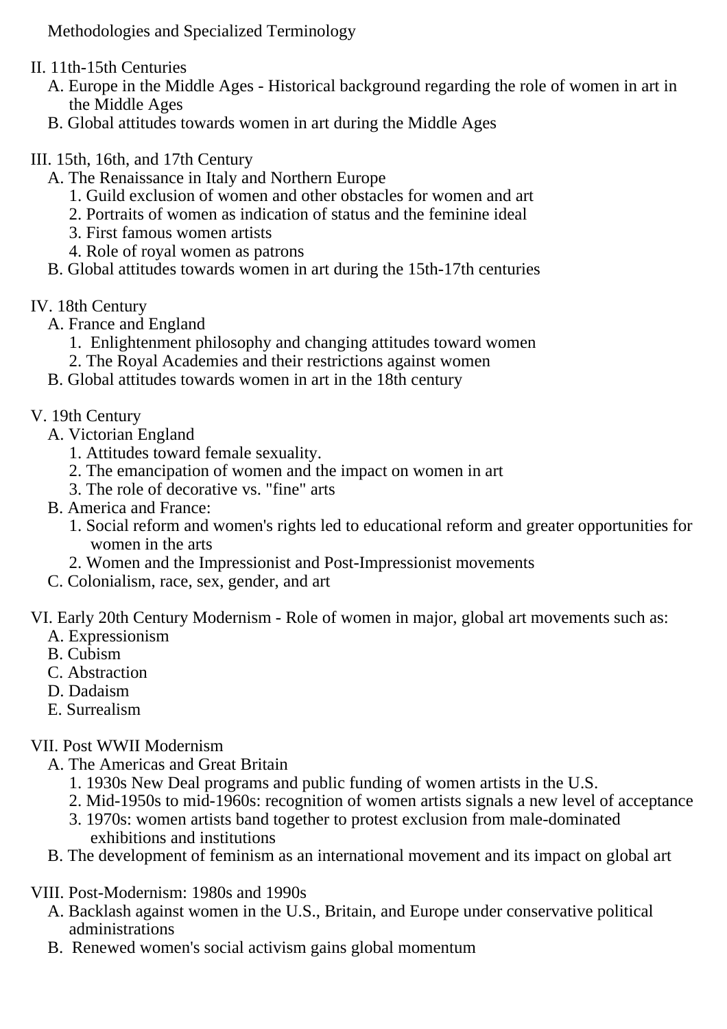Methodologies and Specialized Terminology

II. 11th-15th Centuries
  A. Europe in the Middle Ages - Historical background regarding the role of women in art in the Middle Ages
  B. Global attitudes towards women in art during the Middle Ages

III. 15th, 16th, and 17th Century
  A. The Renaissance in Italy and Northern Europe
    1. Guild exclusion of women and other obstacles for women and art
    2. Portraits of women as indication of status and the feminine ideal
    3. First famous women artists
    4. Role of royal women as patrons
  B. Global attitudes towards women in art during the 15th-17th centuries

IV. 18th Century
  A. France and England
    1. Enlightenment philosophy and changing attitudes toward women
    2. The Royal Academies and their restrictions against women
  B. Global attitudes towards women in art in the 18th century

V. 19th Century
  A. Victorian England
    1. Attitudes toward female sexuality.
    2. The emancipation of women and the impact on women in art
    3. The role of decorative vs. "fine" arts
  B. America and France:
    1. Social reform and women's rights led to educational reform and greater opportunities for women in the arts
    2. Women and the Impressionist and Post-Impressionist movements
  C. Colonialism, race, sex, gender, and art

VI. Early 20th Century Modernism - Role of women in major, global art movements such as:
  A. Expressionism
  B. Cubism
  C. Abstraction
  D. Dadaism
  E. Surrealism

VII. Post WWII Modernism
  A. The Americas and Great Britain
    1. 1930s New Deal programs and public funding of women artists in the U.S.
    2. Mid-1950s to mid-1960s: recognition of women artists signals a new level of acceptance
    3. 1970s: women artists band together to protest exclusion from male-dominated exhibitions and institutions
  B. The development of feminism as an international movement and its impact on global art

VIII. Post-Modernism: 1980s and 1990s
  A. Backlash against women in the U.S., Britain, and Europe under conservative political administrations
  B. Renewed women's social activism gains global momentum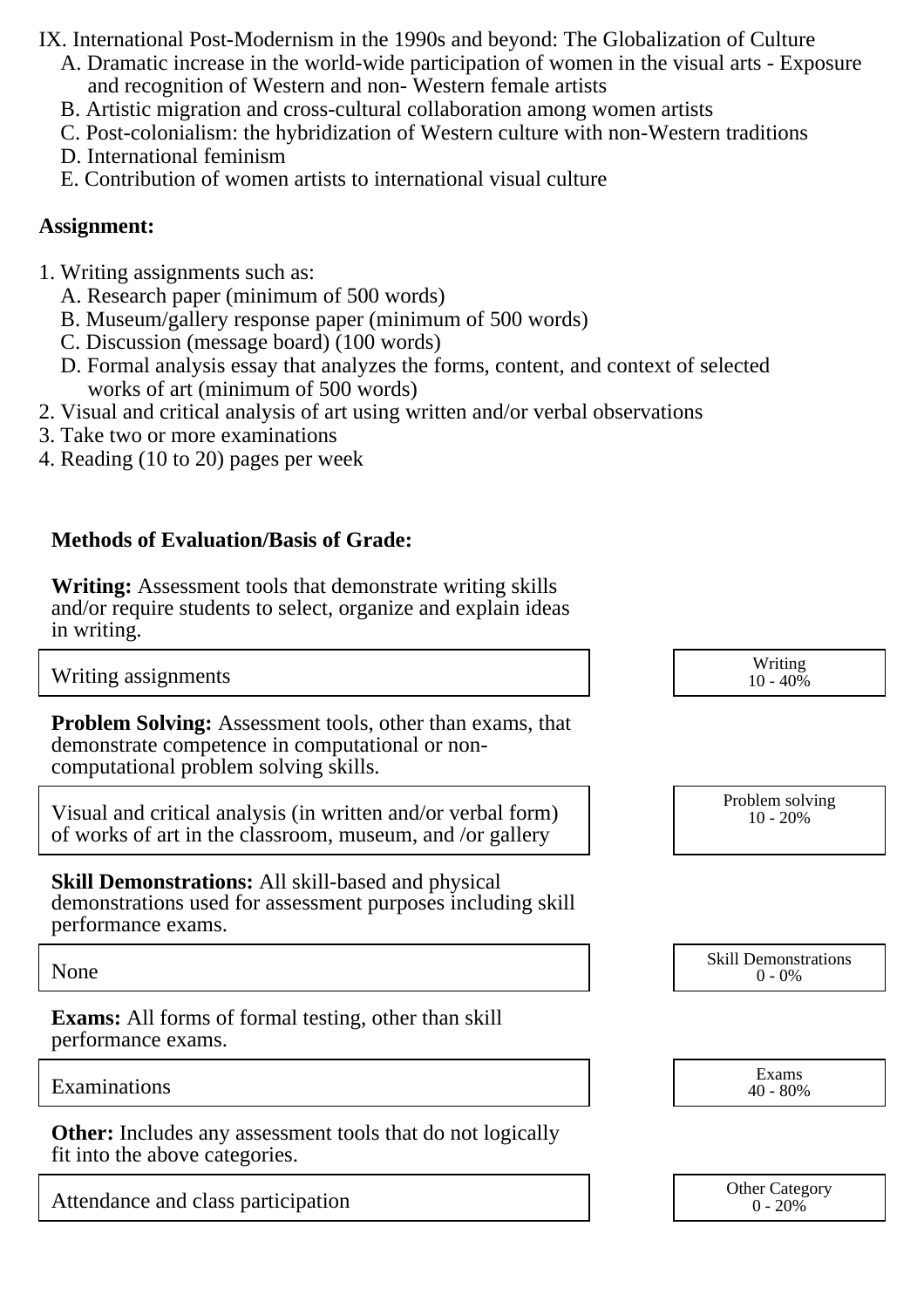IX. International Post-Modernism in the 1990s and beyond: The Globalization of Culture
  A. Dramatic increase in the world-wide participation of women in the visual arts - Exposure and recognition of Western and non- Western female artists
  B. Artistic migration and cross-cultural collaboration among women artists
  C. Post-colonialism: the hybridization of Western culture with non-Western traditions
  D. International feminism
  E. Contribution of women artists to international visual culture

**Assignment:**

1. Writing assignments such as:
   A. Research paper (minimum of 500 words)
   B. Museum/gallery response paper (minimum of 500 words)
   C. Discussion (message board) (100 words)
   D. Formal analysis essay that analyzes the forms, content, and context of selected works of art (minimum of 500 words)
2. Visual and critical analysis of art using written and/or verbal observations
3. Take two or more examinations
4. Reading (10 to 20) pages per week

**Methods of Evaluation/Basis of Grade:**

**Writing:** Assessment tools that demonstrate writing skills and/or require students to select, organize and explain ideas in writing.

| Writing assignments | Writing 10 - 40% |
|---|---|

**Problem Solving:** Assessment tools, other than exams, that demonstrate competence in computational or non-computational problem solving skills.

| Visual and critical analysis (in written and/or verbal form) of works of art in the classroom, museum, and /or gallery | Problem solving 10 - 20% |
|---|---|

**Skill Demonstrations:** All skill-based and physical demonstrations used for assessment purposes including skill performance exams.

| None | Skill Demonstrations 0 - 0% |
|---|---|

**Exams:** All forms of formal testing, other than skill performance exams.

| Examinations | Exams 40 - 80% |
|---|---|

**Other:** Includes any assessment tools that do not logically fit into the above categories.

| Attendance and class participation | Other Category 0 - 20% |
|---|---|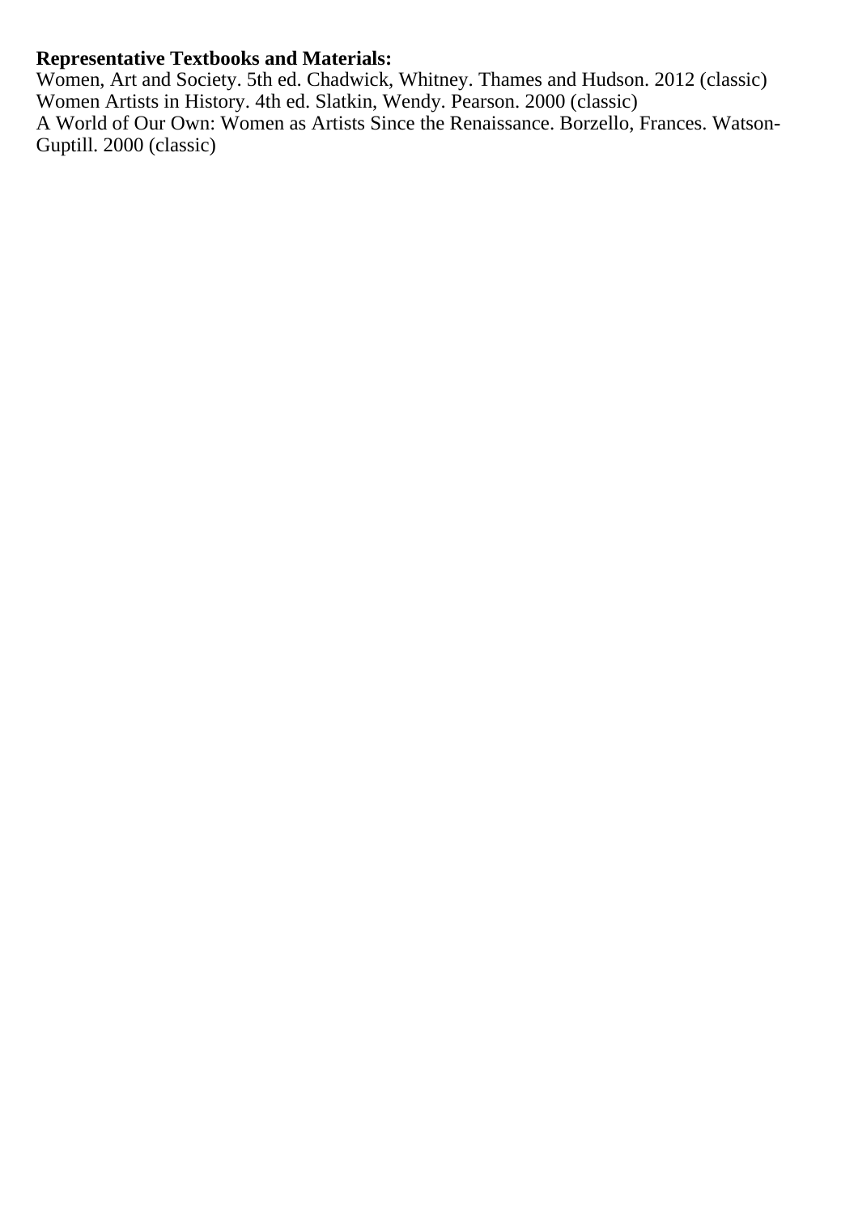**Representative Textbooks and Materials:**

Women, Art and Society. 5th ed. Chadwick, Whitney. Thames and Hudson. 2012 (classic)
Women Artists in History. 4th ed. Slatkin, Wendy. Pearson. 2000 (classic)
A World of Our Own: Women as Artists Since the Renaissance. Borzello, Frances. Watson-Guptill. 2000 (classic)